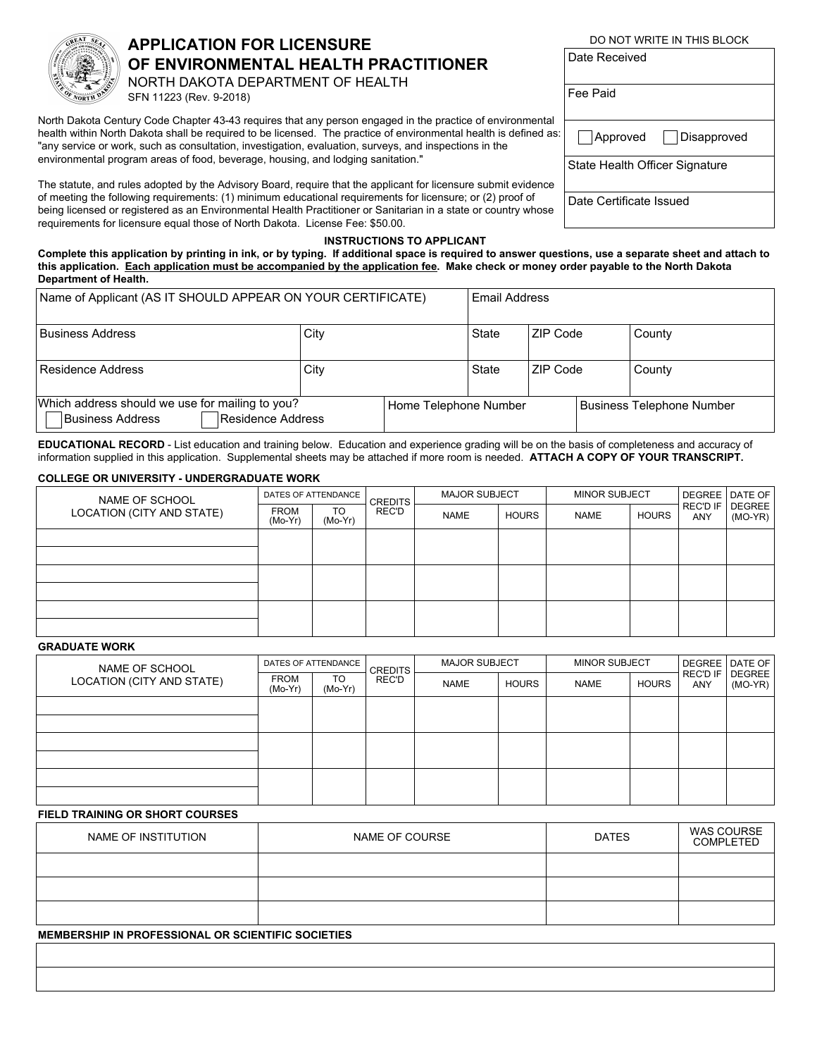# APPLICATION FOR LICENSURE OF ENVIRONMENTAL HEALTH PRACTITIONER

NORTH DAKOTA DEPARTMENT OF HEALTH
SFN 11223 (Rev. 9-2018)

| DO NOT WRITE IN THIS BLOCK |
|---|
| Date Received |
| Fee Paid |
| ☐ Approved ☐ Disapproved |
| State Health Officer Signature |
| Date Certificate Issued |

North Dakota Century Code Chapter 43-43 requires that any person engaged in the practice of environmental health within North Dakota shall be required to be licensed. The practice of environmental health is defined as: "any service or work, such as consultation, investigation, evaluation, surveys, and inspections in the environmental program areas of food, beverage, housing, and lodging sanitation."

The statute, and rules adopted by the Advisory Board, require that the applicant for licensure submit evidence of meeting the following requirements: (1) minimum educational requirements for licensure; or (2) proof of being licensed or registered as an Environmental Health Practitioner or Sanitarian in a state or country whose requirements for licensure equal those of North Dakota. License Fee: $50.00.

### INSTRUCTIONS TO APPLICANT

**Complete this application by printing in ink, or by typing. If additional space is required to answer questions, use a separate sheet and attach to this application. Each application must be accompanied by the application fee. Make check or money order payable to the North Dakota Department of Health.**

| Name of Applicant (AS IT SHOULD APPEAR ON YOUR CERTIFICATE) | | | Email Address | | |
|---|---|---|---|---|---|
| Business Address | City | | State | ZIP Code | County |
| Residence Address | City | | State | ZIP Code | County |
| Which address should we use for mailing to you? ☐ Business Address ☐ Residence Address | | Home Telephone Number | | Business Telephone Number | |

**EDUCATIONAL RECORD** - List education and training below. Education and experience grading will be on the basis of completeness and accuracy of information supplied in this application. Supplemental sheets may be attached if more room is needed. **ATTACH A COPY OF YOUR TRANSCRIPT.**

**COLLEGE OR UNIVERSITY - UNDERGRADUATE WORK**

| NAME OF SCHOOL LOCATION (CITY AND STATE) | DATES OF ATTENDANCE | | CREDITS REC'D | MAJOR SUBJECT | | MINOR SUBJECT | | DEGREE REC'D IF ANY | DATE OF DEGREE (MO-YR) |
|---|---|---|---|---|---|---|---|---|---|
| | FROM (Mo-Yr) | TO (Mo-Yr) | | NAME | HOURS | NAME | HOURS | | |
| | | | | | | | | | |
| | | | | | | | | | |
| | | | | | | | | | |

**GRADUATE WORK**

| NAME OF SCHOOL LOCATION (CITY AND STATE) | DATES OF ATTENDANCE | | CREDITS REC'D | MAJOR SUBJECT | | MINOR SUBJECT | | DEGREE REC'D IF ANY | DATE OF DEGREE (MO-YR) |
|---|---|---|---|---|---|---|---|---|---|
| | FROM (Mo-Yr) | TO (Mo-Yr) | | NAME | HOURS | NAME | HOURS | | |
| | | | | | | | | | |
| | | | | | | | | | |
| | | | | | | | | | |

**FIELD TRAINING OR SHORT COURSES**

| NAME OF INSTITUTION | NAME OF COURSE | DATES | WAS COURSE COMPLETED |
|---|---|---|---|
| | | | |
| | | | |
| | | | |

**MEMBERSHIP IN PROFESSIONAL OR SCIENTIFIC SOCIETIES**

| |
|---|
| |
| |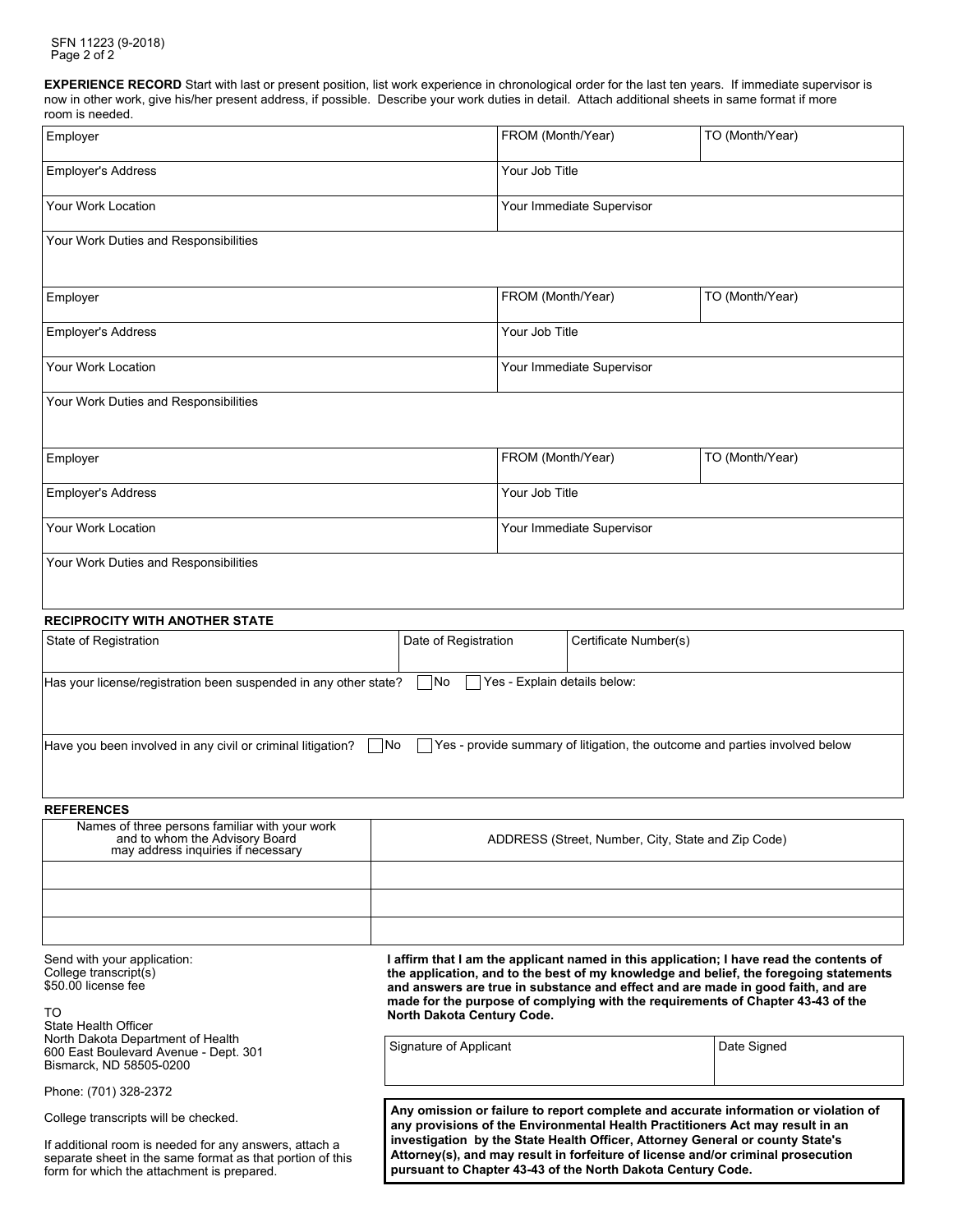SFN 11223 (9-2018)

**EXPERIENCE RECORD** Start with last or present position, list work experience in chronological order for the last ten years. If immediate supervisor is now in other work, give his/her present address, if possible. Describe your work duties in detail. Attach additional sheets in same format if more room is needed.

| | | |
|---|---|---|
| Employer | FROM (Month/Year) | TO (Month/Year) |
| Employer's Address | Your Job Title | |
| Your Work Location | Your Immediate Supervisor | |
| Your Work Duties and Responsibilities | | |

| | | |
|---|---|---|
| Employer | FROM (Month/Year) | TO (Month/Year) |
| Employer's Address | Your Job Title | |
| Your Work Location | Your Immediate Supervisor | |
| Your Work Duties and Responsibilities | | |

| | | |
|---|---|---|
| Employer | FROM (Month/Year) | TO (Month/Year) |
| Employer's Address | Your Job Title | |
| Your Work Location | Your Immediate Supervisor | |
| Your Work Duties and Responsibilities | | |

## RECIPROCITY WITH ANOTHER STATE

| | | |
|---|---|---|
| State of Registration | Date of Registration | Certificate Number(s) |

Has your license/registration been suspended in any other state? ☐ No ☐ Yes - Explain details below:

Have you been involved in any civil or criminal litigation? ☐ No ☐ Yes - provide summary of litigation, the outcome and parties involved below

## REFERENCES

| Names of three persons familiar with your work and to whom the Advisory Board may address inquiries if necessary | ADDRESS (Street, Number, City, State and Zip Code) |
|---|---|
| | |
| | |
| | |

Send with your application:
College transcript(s)
$50.00 license fee

TO
State Health Officer
North Dakota Department of Health
600 East Boulevard Avenue - Dept. 301
Bismarck, ND 58505-0200

Phone: (701) 328-2372

College transcripts will be checked.

If additional room is needed for any answers, attach a separate sheet in the same format as that portion of this form for which the attachment is prepared.

**I affirm that I am the applicant named in this application; I have read the contents of the application, and to the best of my knowledge and belief, the foregoing statements and answers are true in substance and effect and are made in good faith, and are made for the purpose of complying with the requirements of Chapter 43-43 of the North Dakota Century Code.**

| | |
|---|---|
| Signature of Applicant | Date Signed |

**Any omission or failure to report complete and accurate information or violation of any provisions of the Environmental Health Practitioners Act may result in an investigation by the State Health Officer, Attorney General or county State's Attorney(s), and may result in forfeiture of license and/or criminal prosecution pursuant to Chapter 43-43 of the North Dakota Century Code.**